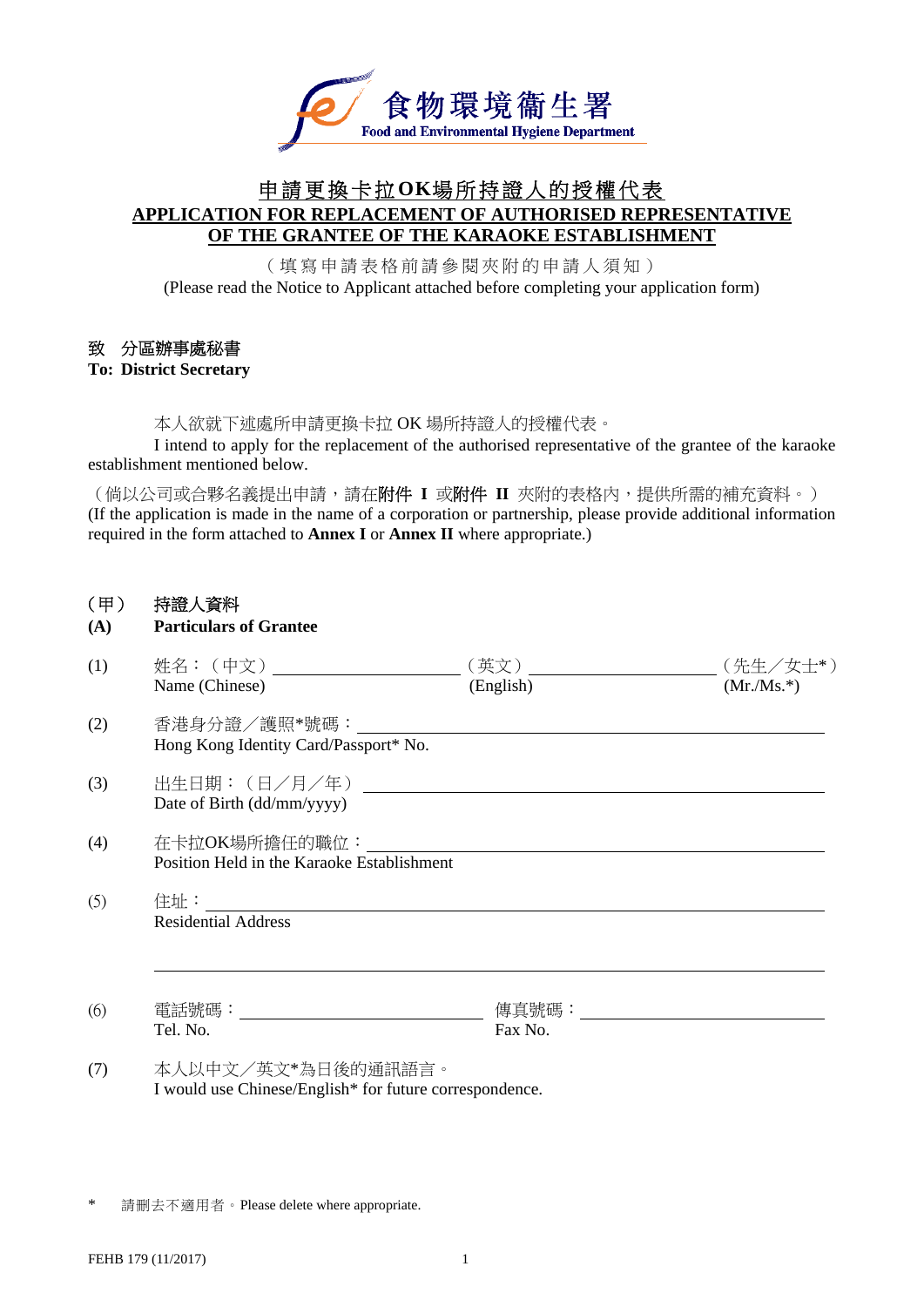食物環境衞生署
Food and Environmental Hygiene Department

# 申請更換卡拉OK場所持證人的授權代表
# APPLICATION FOR REPLACEMENT OF AUTHORISED REPRESENTATIVE OF THE GRANTEE OF THE KARAOKE ESTABLISHMENT

（填寫申請表格前請參閱夾附的申請人須知）
(Please read the Notice to Applicant attached before completing your application form)

**致　分區辦事處秘書**
**To: District Secretary**

本人欲就下述處所申請更換卡拉 OK 場所持證人的授權代表。
I intend to apply for the replacement of the authorised representative of the grantee of the karaoke establishment mentioned below.

（倘以公司或合夥名義提出申請，請在**附件 I** 或**附件 II** 夾附的表格內，提供所需的補充資料。）
(If the application is made in the name of a corporation or partnership, please provide additional information required in the form attached to **Annex I** or **Annex II** where appropriate.)

## （甲）　持證人資料
## (A)　Particulars of Grantee

(1) 姓名：（中文）\_\_\_\_\_\_\_\_\_\_\_\_\_\_\_\_ （英文）\_\_\_\_\_\_\_\_\_\_\_\_\_\_\_\_ （先生／女士*）
Name (Chinese) (English) (Mr./Ms.*)

(2) 香港身分證／護照*號碼：\_\_\_\_\_\_\_\_\_\_\_\_\_\_\_\_
Hong Kong Identity Card/Passport* No.

(3) 出生日期：（日／月／年）\_\_\_\_\_\_\_\_\_\_\_\_\_\_\_\_
Date of Birth (dd/mm/yyyy)

(4) 在卡拉OK場所擔任的職位：\_\_\_\_\_\_\_\_\_\_\_\_\_\_\_\_
Position Held in the Karaoke Establishment

(5) 住址：\_\_\_\_\_\_\_\_\_\_\_\_\_\_\_\_
Residential Address

\_\_\_\_\_\_\_\_\_\_\_\_\_\_\_\_

(6) 電話號碼：\_\_\_\_\_\_\_\_\_\_\_\_\_\_\_\_ 傳真號碼：\_\_\_\_\_\_\_\_\_\_\_\_\_\_\_\_
Tel. No. Fax No.

(7) 本人以中文／英文*為日後的通訊語言。
I would use Chinese/English* for future correspondence.

\* 請刪去不適用者。Please delete where appropriate.

FEHB 179 (11/2017)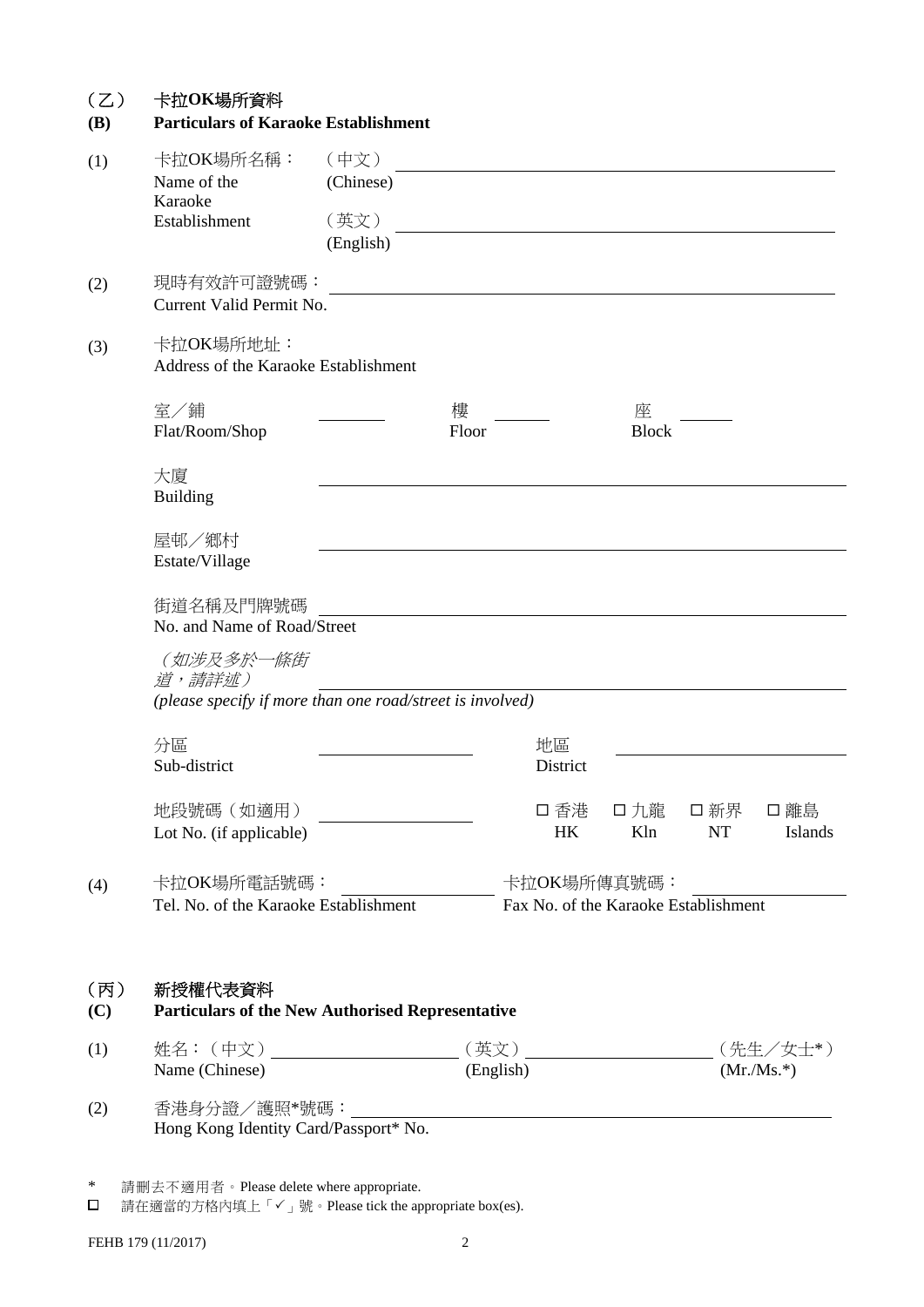## （乙） 卡拉OK場所資料
## (B) Particulars of Karaoke Establishment

(1) 卡拉OK場所名稱：Name of the Karaoke Establishment

（中文）(Chinese) ______________________________

（英文）(English) ______________________________

(2) 現時有效許可證號碼：Current Valid Permit No. ______________________________

(3) 卡拉OK場所地址：Address of the Karaoke Establishment

室／鋪 Flat/Room/Shop ________ 樓 Floor ________ 座 Block ________

大廈 Building ______________________________

屋邨／鄉村 Estate/Village ______________________________

街道名稱及門牌號碼 No. and Name of Road/Street ______________________________

*（如涉及多於一條街道，請詳述）*
*(please specify if more than one road/street is involved)* ______________________________

分區 Sub-district ________________ 地區 District ________________

地段號碼（如適用）Lot No. (if applicable) ________________ □ 香港 HK □ 九龍 Kln □ 新界 NT □ 離島 Islands

(4) 卡拉OK場所電話號碼：Tel. No. of the Karaoke Establishment ________________ 卡拉OK場所傳真號碼：Fax No. of the Karaoke Establishment ________________

## （丙） 新授權代表資料
## (C) Particulars of the New Authorised Representative

(1) 姓名：（中文）Name (Chinese) ________________ （英文）(English) ________________ （先生／女士*）(Mr./Ms.*)

(2) 香港身分證／護照*號碼：Hong Kong Identity Card/Passport* No. ______________________________

\* 請刪去不適用者。Please delete where appropriate.
□ 請在適當的方格內填上「✓」號。Please tick the appropriate box(es).

FEHB 179 (11/2017)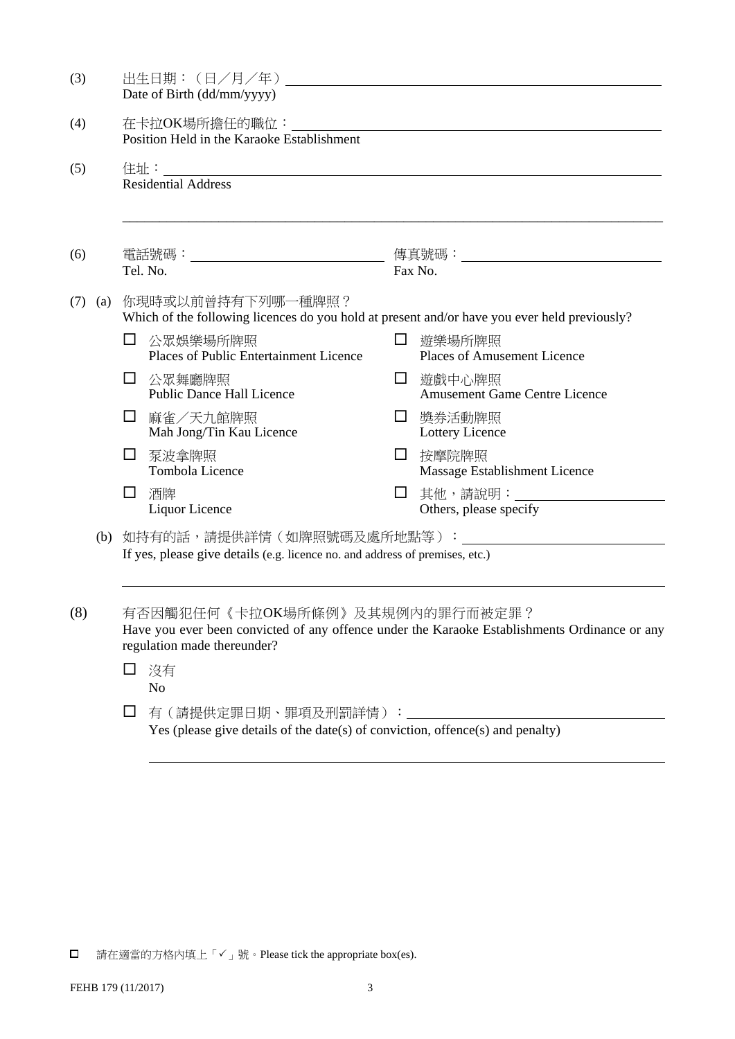(3) 出生日期：（日／月／年）\_\_\_\_\_\_\_\_\_\_\_\_\_\_\_\_\_\_\_\_\_\_\_\_\_\_\_\_\_\_
Date of Birth (dd/mm/yyyy)

(4) 在卡拉OK場所擔任的職位：\_\_\_\_\_\_\_\_\_\_\_\_\_\_\_\_\_\_\_\_\_\_\_\_\_\_\_\_\_\_
Position Held in the Karaoke Establishment

(5) 住址：\_\_\_\_\_\_\_\_\_\_\_\_\_\_\_\_\_\_\_\_\_\_\_\_\_\_\_\_\_\_\_\_\_\_\_\_\_\_\_\_
Residential Address

\_\_\_\_\_\_\_\_\_\_\_\_\_\_\_\_\_\_\_\_\_\_\_\_\_\_\_\_\_\_\_\_\_\_\_\_\_\_\_\_\_\_\_\_\_\_

(6) 電話號碼：\_\_\_\_\_\_\_\_\_\_\_\_\_\_\_\_\_\_\_\_ 傳真號碼：\_\_\_\_\_\_\_\_\_\_\_\_\_\_\_\_\_\_\_\_
Tel. No. Fax No.

(7) (a) 你現時或以前曾持有下列哪一種牌照？
Which of the following licences do you hold at present and/or have you ever held previously?

- ☐ 公眾娛樂場所牌照 Places of Public Entertainment Licence
- ☐ 遊樂場所牌照 Places of Amusement Licence
- ☐ 公眾舞廳牌照 Public Dance Hall Licence
- ☐ 遊戲中心牌照 Amusement Game Centre Licence
- ☐ 麻雀／天九館牌照 Mah Jong/Tin Kau Licence
- ☐ 獎券活動牌照 Lottery Licence
- ☐ 泵波拿牌照 Tombola Licence
- ☐ 按摩院牌照 Massage Establishment Licence
- ☐ 酒牌 Liquor Licence
- ☐ 其他，請說明：\_\_\_\_\_\_\_\_\_\_\_\_\_\_\_\_\_\_\_\_ Others, please specify

(b) 如持有的話，請提供詳情（如牌照號碼及處所地點等）：\_\_\_\_\_\_\_\_\_\_\_\_\_\_\_\_\_\_\_\_
If yes, please give details (e.g. licence no. and address of premises, etc.)

\_\_\_\_\_\_\_\_\_\_\_\_\_\_\_\_\_\_\_\_\_\_\_\_\_\_\_\_\_\_\_\_\_\_\_\_\_\_\_\_\_\_\_\_\_\_

(8) 有否因觸犯任何《卡拉OK場所條例》及其規例內的罪行而被定罪？
Have you ever been convicted of any offence under the Karaoke Establishments Ordinance or any regulation made thereunder?

- ☐ 沒有 No
- ☐ 有（請提供定罪日期、罪項及刑罰詳情）：\_\_\_\_\_\_\_\_\_\_\_\_\_\_\_\_\_\_\_\_\_\_\_\_\_\_\_\_\_\_
Yes (please give details of the date(s) of conviction, offence(s) and penalty)

\_\_\_\_\_\_\_\_\_\_\_\_\_\_\_\_\_\_\_\_\_\_\_\_\_\_\_\_\_\_\_\_\_\_\_\_\_\_\_\_\_\_\_\_\_\_

☐ 請在適當的方格內填上「✓」號。Please tick the appropriate box(es).

FEHB 179 (11/2017)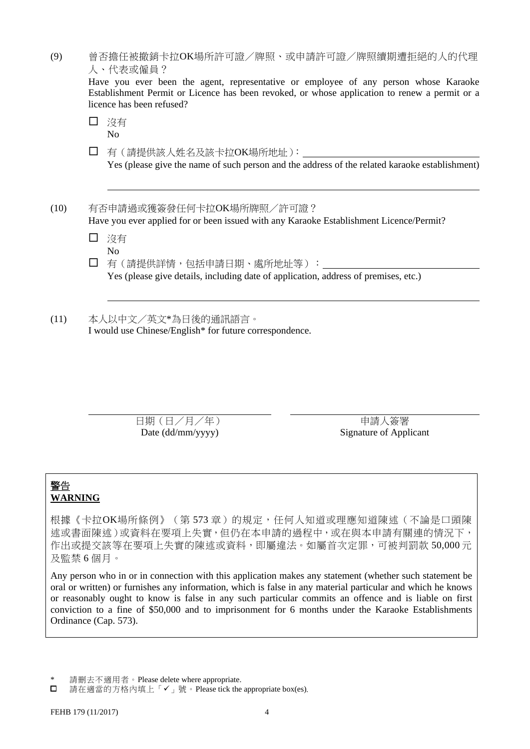(9) 曾否擔任被撤銷卡拉OK場所許可證／牌照、或申請許可證／牌照續期遭拒絕的人的代理人、代表或僱員？
Have you ever been the agent, representative or employee of any person whose Karaoke Establishment Permit or Licence has been revoked, or whose application to renew a permit or a licence has been refused?

☐ 沒有
No

☐ 有（請提供該人姓名及該卡拉OK場所地址）: ______________________________
Yes (please give the name of such person and the address of the related karaoke establishment)

______________________________________________________________________

(10) 有否申請過或獲簽發任何卡拉OK場所牌照／許可證？
Have you ever applied for or been issued with any Karaoke Establishment Licence/Permit?

☐ 沒有
No

☐ 有（請提供詳情，包括申請日期、處所地址等）：______________________________
Yes (please give details, including date of application, address of premises, etc.)

______________________________________________________________________

(11) 本人以中文／英文*為日後的通訊語言。
I would use Chinese/English* for future correspondence.

| ______________________ | ______________________ |
|---|---|
| 日期（日／月／年） Date (dd/mm/yyyy) | 申請人簽署 Signature of Applicant |

**警告**
**WARNING**

根據《卡拉OK場所條例》（第 573 章）的規定，任何人知道或理應知道陳述（不論是口頭陳述或書面陳述）或資料在要項上失實，但仍在本申請的過程中，或在與本申請有關連的情況下，作出或提交該等在要項上失實的陳述或資料，即屬違法。如屬首次定罪，可被判罰款 50,000 元及監禁 6 個月。

Any person who in or in connection with this application makes any statement (whether such statement be oral or written) or furnishes any information, which is false in any material particular and which he knows or reasonably ought to know is false in any such particular commits an offence and is liable on first conviction to a fine of $50,000 and to imprisonment for 6 months under the Karaoke Establishments Ordinance (Cap. 573).

\* 請刪去不適用者。Please delete where appropriate.
☐ 請在適當的方格內填上「✓」號。Please tick the appropriate box(es).

FEHB 179 (11/2017)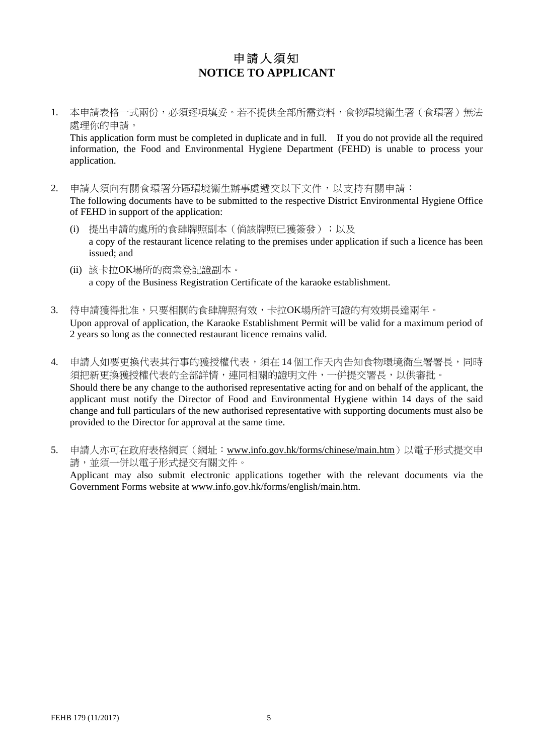# 申請人須知
# NOTICE TO APPLICANT

1. 本申請表格一式兩份，必須逐項填妥。若不提供全部所需資料，食物環境衞生署（食環署）無法處理你的申請。
   This application form must be completed in duplicate and in full. If you do not provide all the required information, the Food and Environmental Hygiene Department (FEHD) is unable to process your application.

2. 申請人須向有關食環署分區環境衞生辦事處遞交以下文件，以支持有關申請：
   The following documents have to be submitted to the respective District Environmental Hygiene Office of FEHD in support of the application:

   (i) 提出申請的處所的食肆牌照副本（倘該牌照已獲簽發）；以及
   a copy of the restaurant licence relating to the premises under application if such a licence has been issued; and

   (ii) 該卡拉OK場所的商業登記證副本。
   a copy of the Business Registration Certificate of the karaoke establishment.

3. 待申請獲得批准，只要相關的食肆牌照有效，卡拉OK場所許可證的有效期長達兩年。
   Upon approval of application, the Karaoke Establishment Permit will be valid for a maximum period of 2 years so long as the connected restaurant licence remains valid.

4. 申請人如要更換代表其行事的獲授權代表，須在14個工作天內告知食物環境衞生署署長，同時須把新更換獲授權代表的全部詳情，連同相關的證明文件，一併提交署長，以供審批。
   Should there be any change to the authorised representative acting for and on behalf of the applicant, the applicant must notify the Director of Food and Environmental Hygiene within 14 days of the said change and full particulars of the new authorised representative with supporting documents must also be provided to the Director for approval at the same time.

5. 申請人亦可在政府表格網頁（網址：www.info.gov.hk/forms/chinese/main.htm）以電子形式提交申請，並須一併以電子形式提交有關文件。
   Applicant may also submit electronic applications together with the relevant documents via the Government Forms website at www.info.gov.hk/forms/english/main.htm.

FEHB 179 (11/2017)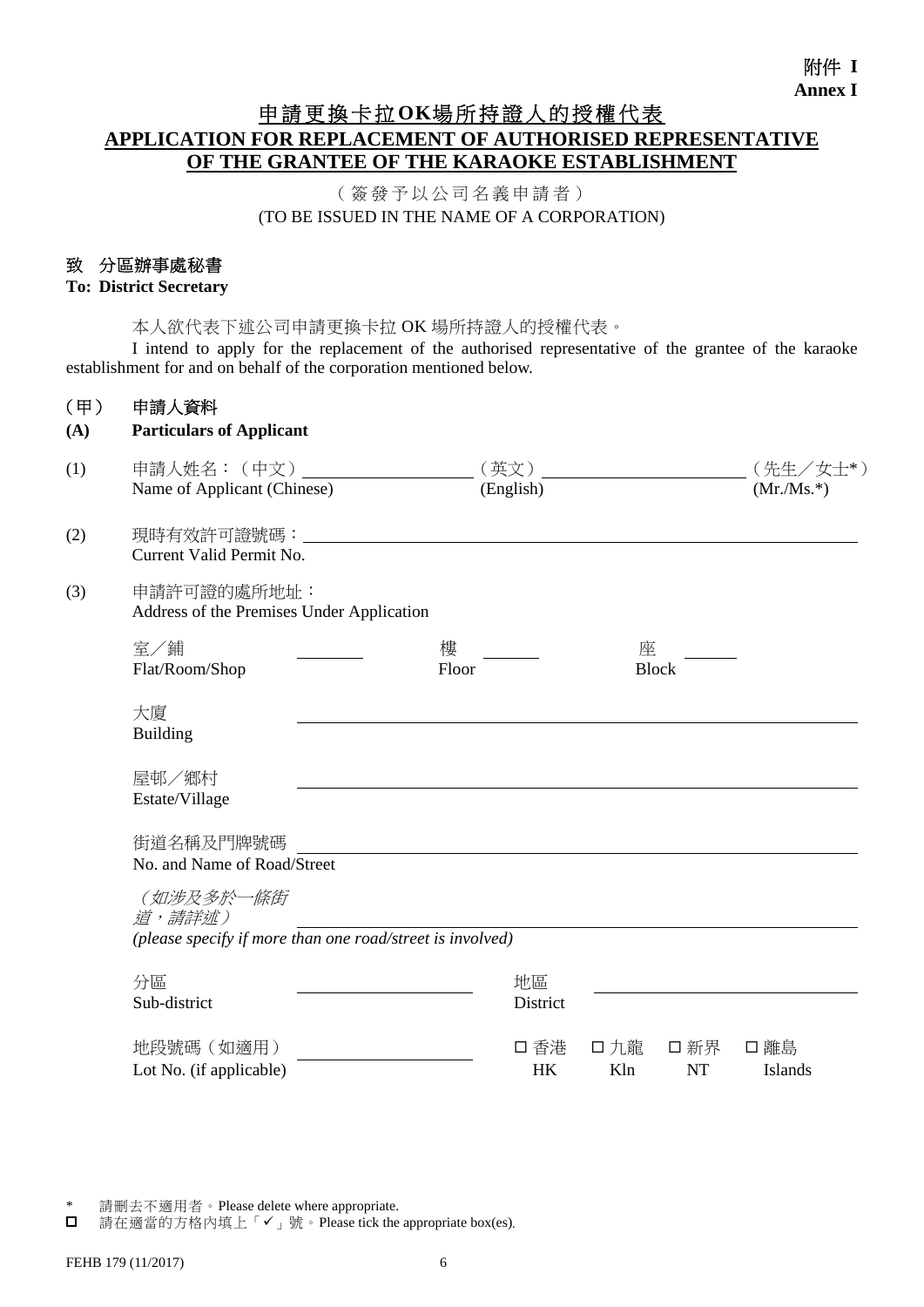附件 I
**Annex I**

# 申請更換卡拉OK場所持證人的授權代表
# APPLICATION FOR REPLACEMENT OF AUTHORISED REPRESENTATIVE OF THE GRANTEE OF THE KARAOKE ESTABLISHMENT

（簽發予以公司名義申請者）
(TO BE ISSUED IN THE NAME OF A CORPORATION)

**致 分區辦事處秘書**
**To: District Secretary**

本人欲代表下述公司申請更換卡拉 OK 場所持證人的授權代表。

I intend to apply for the replacement of the authorised representative of the grantee of the karaoke establishment for and on behalf of the corporation mentioned below.

## (甲) 申請人資料
## (A) Particulars of Applicant

(1) 申請人姓名：（中文）__________ （英文）__________ （先生／女士*）
Name of Applicant (Chinese) (English) (Mr./Ms.*)

(2) 現時有效許可證號碼：__________
Current Valid Permit No.

(3) 申請許可證的處所地址：
Address of the Premises Under Application

室／鋪 Flat/Room/Shop ______ 樓 Floor ______ 座 Block ______

大廈 Building __________

屋邨／鄉村 Estate/Village __________

街道名稱及門牌號碼 No. and Name of Road/Street __________

*（如涉及多於一條街道，請詳述）*
*(please specify if more than one road/street is involved)* __________

分區 Sub-district __________ 地區 District __________

地段號碼（如適用） Lot No. (if applicable) __________ □ 香港 HK □ 九龍 Kln □ 新界 NT □ 離島 Islands

\* 請刪去不適用者。Please delete where appropriate.
□ 請在適當的方格內填上「✓」號。Please tick the appropriate box(es).

FEHB 179 (11/2017)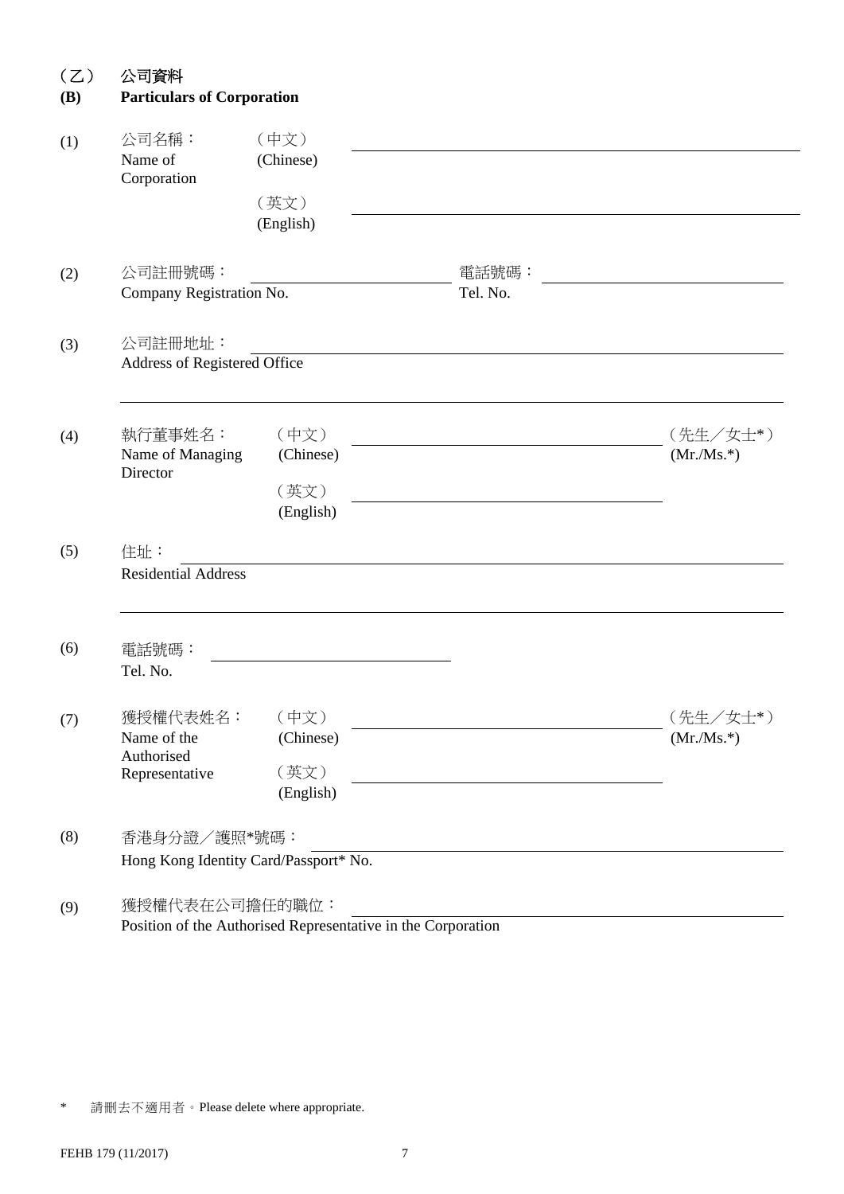## （乙） 公司資料
## (B) Particulars of Corporation

(1) 公司名稱：Name of Corporation
（中文）(Chinese) ________________________________
（英文）(English) ________________________________

(2) 公司註冊號碼：Company Registration No. ____________________ 電話號碼：Tel. No. ____________________

(3) 公司註冊地址：Address of Registered Office ________________________________

________________________________

(4) 執行董事姓名：Name of Managing Director
（中文）(Chinese) ________________________________ （先生／女士*）(Mr./Ms.*)
（英文）(English) ________________________________

(5) 住址：Residential Address ________________________________

________________________________

(6) 電話號碼：Tel. No. ____________________

(7) 獲授權代表姓名：Name of the Authorised Representative
（中文）(Chinese) ________________________________ （先生／女士*）(Mr./Ms.*)
（英文）(English) ________________________________

(8) 香港身分證／護照*號碼：Hong Kong Identity Card/Passport* No. ________________________________

(9) 獲授權代表在公司擔任的職位：Position of the Authorised Representative in the Corporation ________________________________

\* 請刪去不適用者。Please delete where appropriate.

FEHB 179 (11/2017)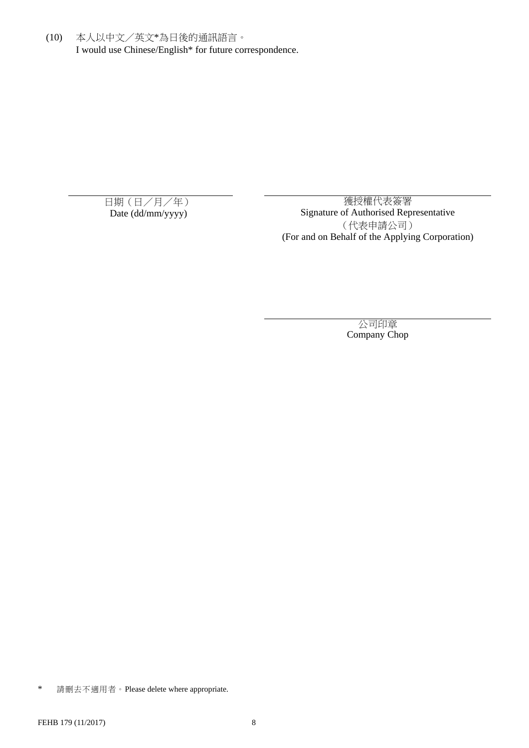(10) 本人以中文／英文*為日後的通訊語言。
I would use Chinese/English* for future correspondence.

\_\_\_\_\_\_\_\_\_\_\_\_\_\_\_\_\_\_\_\_\_\_\_\_\_\_\_\_\_\_
日期（日／月／年）
Date (dd/mm/yyyy)

\_\_\_\_\_\_\_\_\_\_\_\_\_\_\_\_\_\_\_\_\_\_\_\_\_\_\_\_\_\_
獲授權代表簽署
Signature of Authorised Representative
（代表申請公司）
(For and on Behalf of the Applying Corporation)

\_\_\_\_\_\_\_\_\_\_\_\_\_\_\_\_\_\_\_\_\_\_\_\_\_\_\_\_\_\_
公司印章
Company Chop

\* 請刪去不適用者。Please delete where appropriate.

FEHB 179 (11/2017)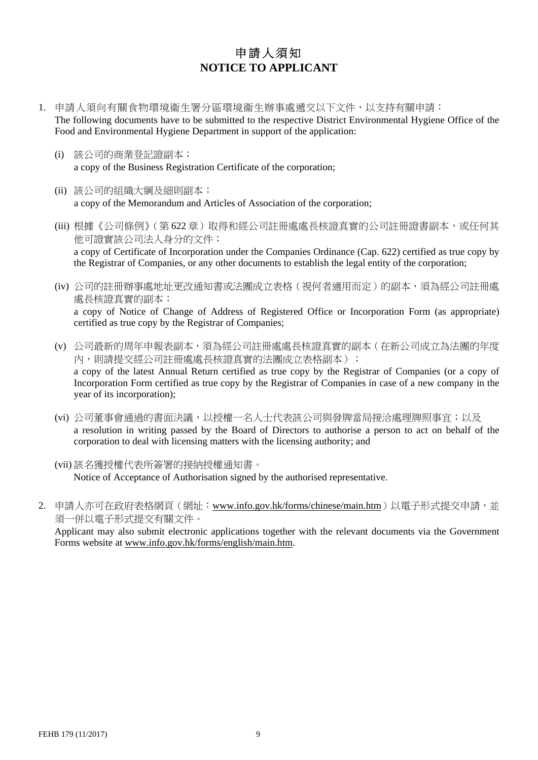# 申請人須知
# NOTICE TO APPLICANT

1. 申請人須向有關食物環境衞生署分區環境衞生辦事處遞交以下文件，以支持有關申請：
   The following documents have to be submitted to the respective District Environmental Hygiene Office of the Food and Environmental Hygiene Department in support of the application:

   (i) 該公司的商業登記證副本；
   a copy of the Business Registration Certificate of the corporation;

   (ii) 該公司的組織大綱及細則副本；
   a copy of the Memorandum and Articles of Association of the corporation;

   (iii) 根據《公司條例》(第 622 章) 取得和經公司註冊處處長核證真實的公司註冊證書副本，或任何其他可證實該公司法人身分的文件；
   a copy of Certificate of Incorporation under the Companies Ordinance (Cap. 622) certified as true copy by the Registrar of Companies, or any other documents to establish the legal entity of the corporation;

   (iv) 公司的註冊辦事處地址更改通知書或法團成立表格 (視何者適用而定) 的副本，須為經公司註冊處處長核證真實的副本；
   a copy of Notice of Change of Address of Registered Office or Incorporation Form (as appropriate) certified as true copy by the Registrar of Companies;

   (v) 公司最新的周年申報表副本，須為經公司註冊處處長核證真實的副本 (在新公司成立為法團的年度內，則請提交經公司註冊處處長核證真實的法團成立表格副本)；
   a copy of the latest Annual Return certified as true copy by the Registrar of Companies (or a copy of Incorporation Form certified as true copy by the Registrar of Companies in case of a new company in the year of its incorporation);

   (vi) 公司董事會通過的書面決議，以授權一名人士代表該公司與發牌當局接洽處理牌照事宜；以及
   a resolution in writing passed by the Board of Directors to authorise a person to act on behalf of the corporation to deal with licensing matters with the licensing authority; and

   (vii) 該名獲授權代表所簽署的接納授權通知書。
   Notice of Acceptance of Authorisation signed by the authorised representative.

2. 申請人亦可在政府表格網頁 (網址：www.info.gov.hk/forms/chinese/main.htm) 以電子形式提交申請，並須一併以電子形式提交有關文件。
   Applicant may also submit electronic applications together with the relevant documents via the Government Forms website at www.info.gov.hk/forms/english/main.htm.

FEHB 179 (11/2017)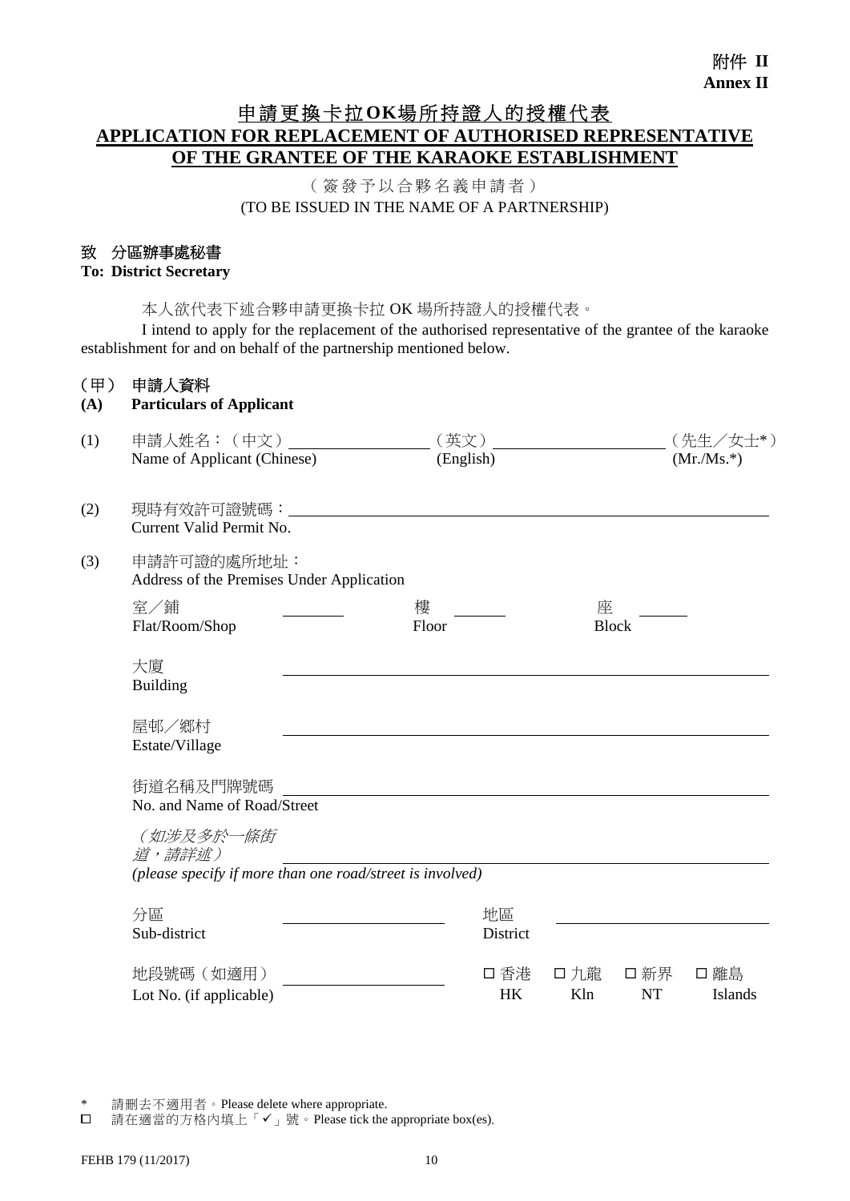附件 **II**
**Annex II**

# 申請更換卡拉OK場所持證人的授權代表
# APPLICATION FOR REPLACEMENT OF AUTHORISED REPRESENTATIVE OF THE GRANTEE OF THE KARAOKE ESTABLISHMENT

（簽發予以合夥名義申請者）
(TO BE ISSUED IN THE NAME OF A PARTNERSHIP)

**致 分區辦事處秘書**
**To: District Secretary**

本人欲代表下述合夥申請更換卡拉 OK 場所持證人的授權代表。

I intend to apply for the replacement of the authorised representative of the grantee of the karaoke establishment for and on behalf of the partnership mentioned below.

## （甲） 申請人資料
## (A) Particulars of Applicant

(1) 申請人姓名：（中文）__________ （英文）__________ （先生／女士*）
Name of Applicant (Chinese) (English) (Mr./Ms.*)

(2) 現時有效許可證號碼：__________
Current Valid Permit No.

(3) 申請許可證的處所地址：
Address of the Premises Under Application

室／鋪 Flat/Room/Shop ______ 樓 Floor ______ 座 Block ______

大廈 Building __________

屋邨／鄉村 Estate/Village __________

街道名稱及門牌號碼 No. and Name of Road/Street __________

*（如涉及多於一條街道，請詳述）*
*(please specify if more than one road/street is involved)* __________

分區 Sub-district __________ 地區 District __________

地段號碼（如適用） Lot No. (if applicable) __________

☐ 香港 HK ☐ 九龍 Kln ☐ 新界 NT ☐ 離島 Islands

\* 請刪去不適用者。Please delete where appropriate.
☐ 請在適當的方格內填上「✓」號。Please tick the appropriate box(es).

FEHB 179 (11/2017)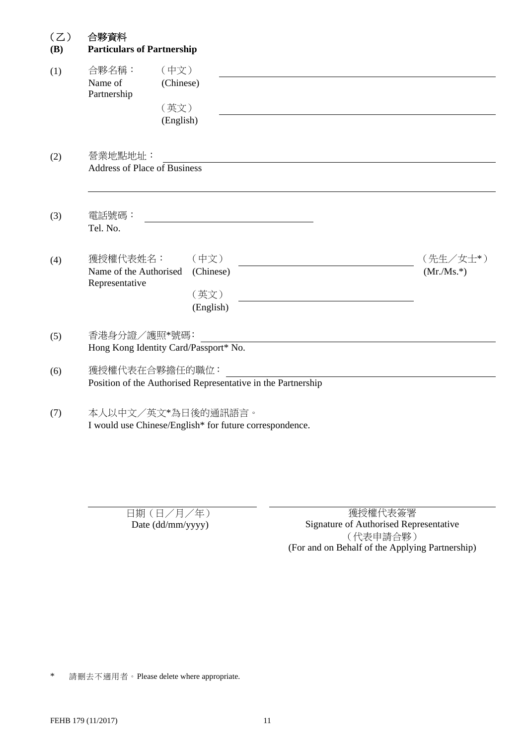## （乙） 合夥資料
## (B) Particulars of Partnership

(1) 合夥名稱： Name of Partnership

（中文） (Chinese) ______________________________

（英文） (English) ______________________________

(2) 營業地點地址： Address of Place of Business ______________________________

______________________________

(3) 電話號碼： Tel. No. ______________________________

(4) 獲授權代表姓名： Name of the Authorised Representative

（中文） (Chinese) ______________________________ （先生／女士*） (Mr./Ms.*)

（英文） (English) ______________________________

(5) 香港身分證／護照*號碼： Hong Kong Identity Card/Passport* No. ______________________________

(6) 獲授權代表在合夥擔任的職位： Position of the Authorised Representative in the Partnership ______________________________

(7) 本人以中文／英文*為日後的通訊語言。 I would use Chinese/English* for future correspondence.

______________________________
日期（日／月／年）
Date (dd/mm/yyyy)

______________________________
獲授權代表簽署
Signature of Authorised Representative
（代表申請合夥）
(For and on Behalf of the Applying Partnership)

\* 請刪去不適用者。Please delete where appropriate.

FEHB 179 (11/2017)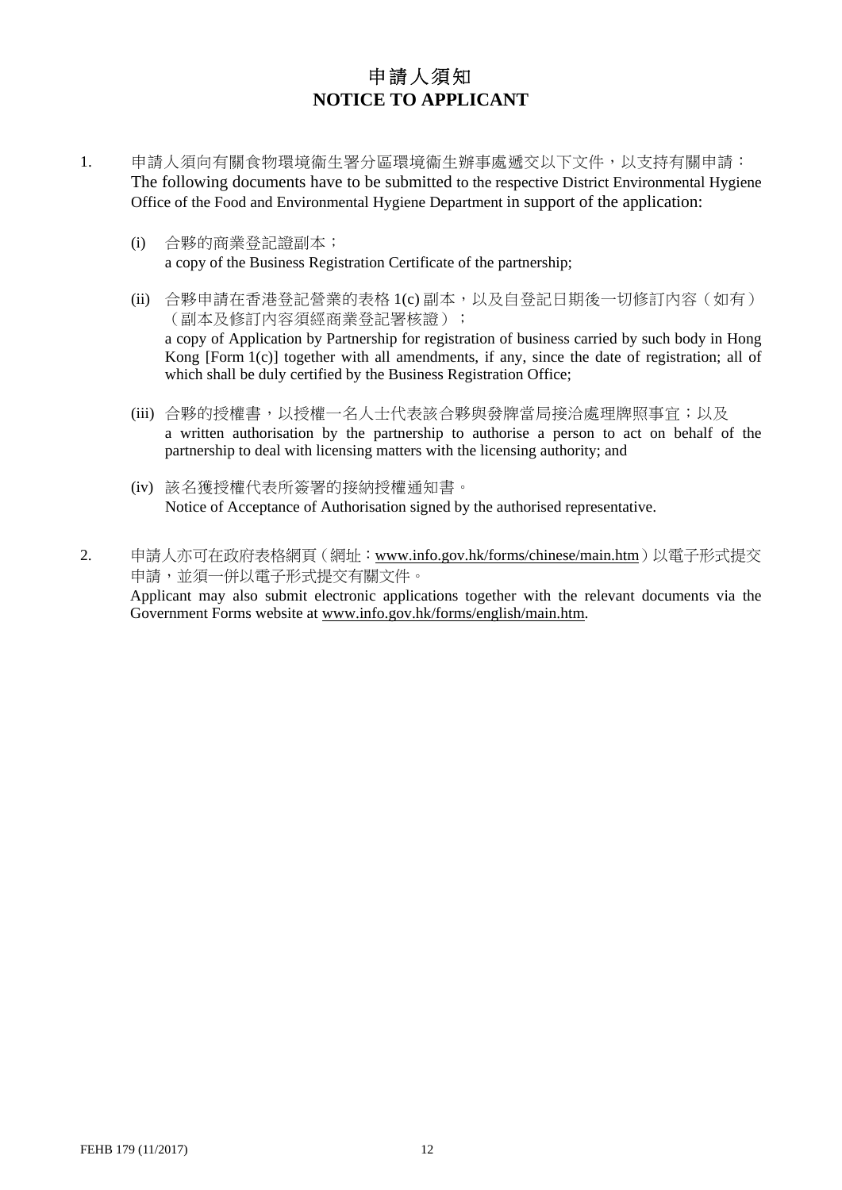# 申請人須知
# NOTICE TO APPLICANT

1. 申請人須向有關食物環境衞生署分區環境衞生辦事處遞交以下文件，以支持有關申請：
   The following documents have to be submitted to the respective District Environmental Hygiene Office of the Food and Environmental Hygiene Department in support of the application:

   (i) 合夥的商業登記證副本；
   a copy of the Business Registration Certificate of the partnership;

   (ii) 合夥申請在香港登記營業的表格 1(c) 副本，以及自登記日期後一切修訂內容（如有）（副本及修訂內容須經商業登記署核證）；
   a copy of Application by Partnership for registration of business carried by such body in Hong Kong [Form 1(c)] together with all amendments, if any, since the date of registration; all of which shall be duly certified by the Business Registration Office;

   (iii) 合夥的授權書，以授權一名人士代表該合夥與發牌當局接洽處理牌照事宜；以及
   a written authorisation by the partnership to authorise a person to act on behalf of the partnership to deal with licensing matters with the licensing authority; and

   (iv) 該名獲授權代表所簽署的接納授權通知書。
   Notice of Acceptance of Authorisation signed by the authorised representative.

2. 申請人亦可在政府表格網頁（網址：www.info.gov.hk/forms/chinese/main.htm）以電子形式提交申請，並須一併以電子形式提交有關文件。
   Applicant may also submit electronic applications together with the relevant documents via the Government Forms website at www.info.gov.hk/forms/english/main.htm.

FEHB 179 (11/2017)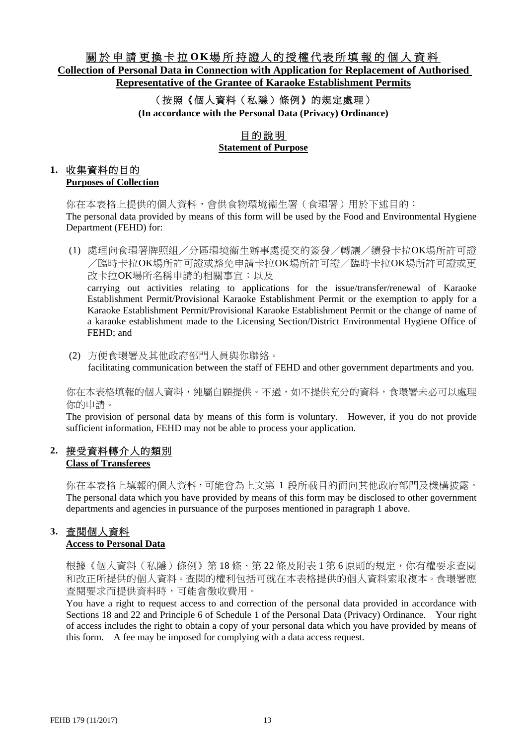# 關於申請更換卡拉OK場所持證人的授權代表所填報的個人資料

# Collection of Personal Data in Connection with Application for Replacement of Authorised Representative of the Grantee of Karaoke Establishment Permits

**（按照《個人資料（私隱）條例》的規定處理）**

**(In accordance with the Personal Data (Privacy) Ordinance)**

## 目的說明
## Statement of Purpose

### 1. 收集資料的目的 Purposes of Collection

你在本表格上提供的個人資料，會供食物環境衞生署（食環署）用於下述目的：

The personal data provided by means of this form will be used by the Food and Environmental Hygiene Department (FEHD) for:

(1) 處理向食環署牌照組／分區環境衞生辦事處提交的簽發／轉讓／續發卡拉OK場所許可證／臨時卡拉OK場所許可證或豁免申請卡拉OK場所許可證／臨時卡拉OK場所許可證或更改卡拉OK場所名稱申請的相關事宜；以及

carrying out activities relating to applications for the issue/transfer/renewal of Karaoke Establishment Permit/Provisional Karaoke Establishment Permit or the exemption to apply for a Karaoke Establishment Permit/Provisional Karaoke Establishment Permit or the change of name of a karaoke establishment made to the Licensing Section/District Environmental Hygiene Office of FEHD; and

(2) 方便食環署及其他政府部門人員與你聯絡。

facilitating communication between the staff of FEHD and other government departments and you.

你在本表格填報的個人資料，純屬自願提供。不過，如不提供充分的資料，食環署未必可以處理你的申請。

The provision of personal data by means of this form is voluntary. However, if you do not provide sufficient information, FEHD may not be able to process your application.

### 2. 接受資料轉介人的類別 Class of Transferees

你在本表格上填報的個人資料，可能會為上文第 1 段所載目的而向其他政府部門及機構披露。

The personal data which you have provided by means of this form may be disclosed to other government departments and agencies in pursuance of the purposes mentioned in paragraph 1 above.

### 3. 查閱個人資料 Access to Personal Data

根據《個人資料（私隱）條例》第 18 條、第 22 條及附表 1 第 6 原則的規定，你有權要求查閱和改正所提供的個人資料。查閱的權利包括可就在本表格提供的個人資料索取複本。食環署應查閱要求而提供資料時，可能會徵收費用。

You have a right to request access to and correction of the personal data provided in accordance with Sections 18 and 22 and Principle 6 of Schedule 1 of the Personal Data (Privacy) Ordinance. Your right of access includes the right to obtain a copy of your personal data which you have provided by means of this form. A fee may be imposed for complying with a data access request.

FEHB 179 (11/2017)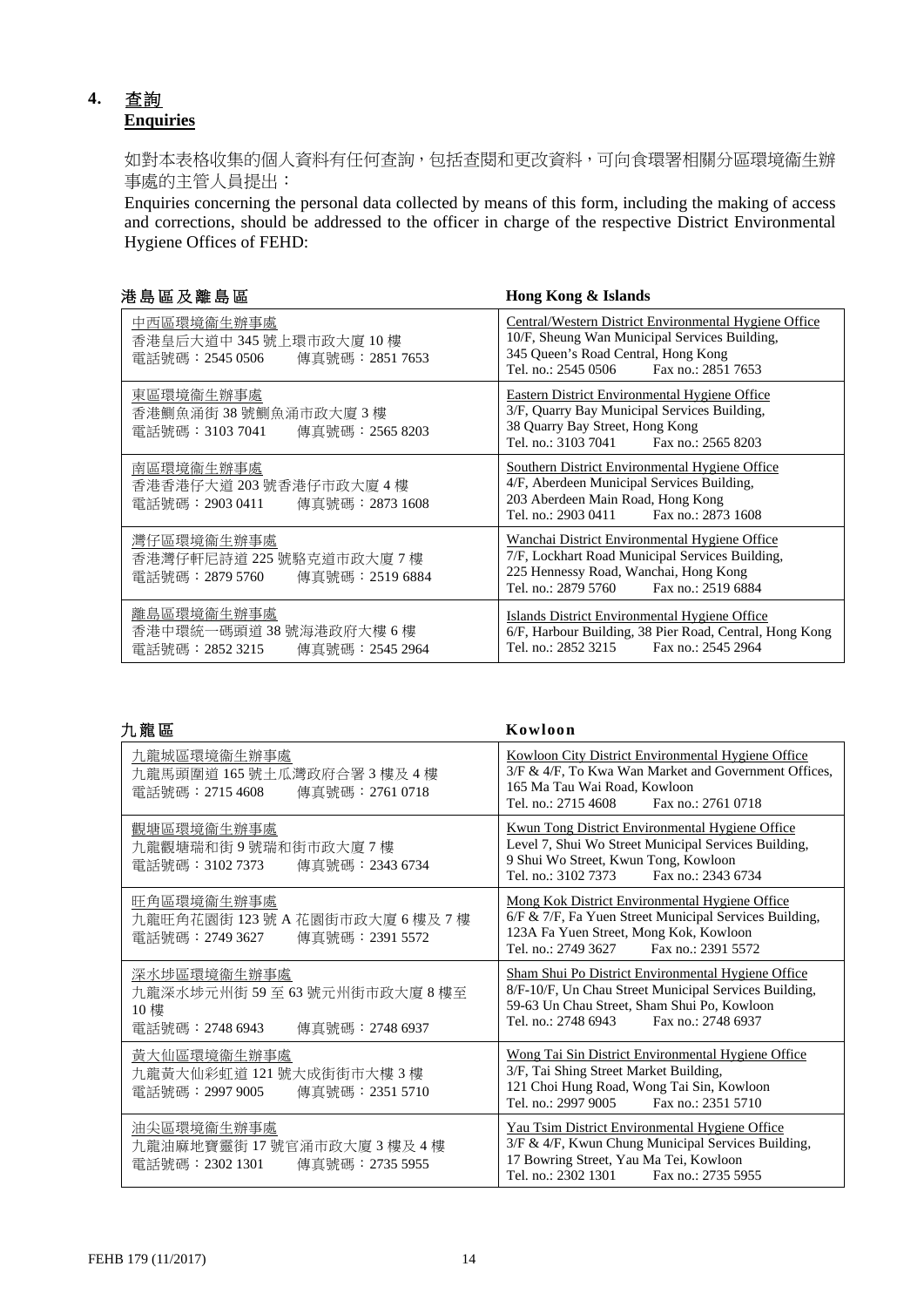## 4. 查詢
**Enquiries**

如對本表格收集的個人資料有任何查詢，包括查閱和更改資料，可向食環署相關分區環境衞生辦事處的主管人員提出：

Enquiries concerning the personal data collected by means of this form, including the making of access and corrections, should be addressed to the officer in charge of the respective District Environmental Hygiene Offices of FEHD:

### 港島區及離島區　Hong Kong & Islands

| 港島區及離島區 | Hong Kong & Islands |
|---|---|
| 中西區環境衞生辦事處<br>香港皇后大道中 345 號上環市政大廈 10 樓<br>電話號碼：2545 0506　傳真號碼：2851 7653 | Central/Western District Environmental Hygiene Office<br>10/F, Sheung Wan Municipal Services Building,<br>345 Queen's Road Central, Hong Kong<br>Tel. no.: 2545 0506　Fax no.: 2851 7653 |
| 東區環境衞生辦事處<br>香港鰂魚涌街 38 號鰂魚涌市政大廈 3 樓<br>電話號碼：3103 7041　傳真號碼：2565 8203 | Eastern District Environmental Hygiene Office<br>3/F, Quarry Bay Municipal Services Building,<br>38 Quarry Bay Street, Hong Kong<br>Tel. no.: 3103 7041　Fax no.: 2565 8203 |
| 南區環境衞生辦事處<br>香港香港仔大道 203 號香港仔市政大廈 4 樓<br>電話號碼：2903 0411　傳真號碼：2873 1608 | Southern District Environmental Hygiene Office<br>4/F, Aberdeen Municipal Services Building,<br>203 Aberdeen Main Road, Hong Kong<br>Tel. no.: 2903 0411　Fax no.: 2873 1608 |
| 灣仔區環境衞生辦事處<br>香港灣仔軒尼詩道 225 號駱克道市政大廈 7 樓<br>電話號碼：2879 5760　傳真號碼：2519 6884 | Wanchai District Environmental Hygiene Office<br>7/F, Lockhart Road Municipal Services Building,<br>225 Hennessy Road, Wanchai, Hong Kong<br>Tel. no.: 2879 5760　Fax no.: 2519 6884 |
| 離島區環境衞生辦事處<br>香港中環統一碼頭道 38 號海港政府大樓 6 樓<br>電話號碼：2852 3215　傳真號碼：2545 2964 | Islands District Environmental Hygiene Office<br>6/F, Harbour Building, 38 Pier Road, Central, Hong Kong<br>Tel. no.: 2852 3215　Fax no.: 2545 2964 |

### 九龍區　Kowloon

| 九龍區 | Kowloon |
|---|---|
| 九龍城區環境衞生辦事處<br>九龍馬頭圍道 165 號土瓜灣政府合署 3 樓及 4 樓<br>電話號碼：2715 4608　傳真號碼：2761 0718 | Kowloon City District Environmental Hygiene Office<br>3/F & 4/F, To Kwa Wan Market and Government Offices,<br>165 Ma Tau Wai Road, Kowloon<br>Tel. no.: 2715 4608　Fax no.: 2761 0718 |
| 觀塘區環境衞生辦事處<br>九龍觀塘瑞和街 9 號瑞和街市政大廈 7 樓<br>電話號碼：3102 7373　傳真號碼：2343 6734 | Kwun Tong District Environmental Hygiene Office<br>Level 7, Shui Wo Street Municipal Services Building,<br>9 Shui Wo Street, Kwun Tong, Kowloon<br>Tel. no.: 3102 7373　Fax no.: 2343 6734 |
| 旺角區環境衞生辦事處<br>九龍旺角花園街 123 號 A 花園街市政大廈 6 樓及 7 樓<br>電話號碼：2749 3627　傳真號碼：2391 5572 | Mong Kok District Environmental Hygiene Office<br>6/F & 7/F, Fa Yuen Street Municipal Services Building,<br>123A Fa Yuen Street, Mong Kok, Kowloon<br>Tel. no.: 2749 3627　Fax no.: 2391 5572 |
| 深水埗區環境衞生辦事處<br>九龍深水埗元州街 59 至 63 號元州街市政大廈 8 樓至 10 樓<br>電話號碼：2748 6943　傳真號碼：2748 6937 | Sham Shui Po District Environmental Hygiene Office<br>8/F-10/F, Un Chau Street Municipal Services Building,<br>59-63 Un Chau Street, Sham Shui Po, Kowloon<br>Tel. no.: 2748 6943　Fax no.: 2748 6937 |
| 黃大仙區環境衞生辦事處<br>九龍黃大仙彩虹道 121 號大成街市大樓 3 樓<br>電話號碼：2997 9005　傳真號碼：2351 5710 | Wong Tai Sin District Environmental Hygiene Office<br>3/F, Tai Shing Street Market Building,<br>121 Choi Hung Road, Wong Tai Sin, Kowloon<br>Tel. no.: 2997 9005　Fax no.: 2351 5710 |
| 油尖區環境衞生辦事處<br>九龍油麻地寶靈街 17 號官涌市政大廈 3 樓及 4 樓<br>電話號碼：2302 1301　傳真號碼：2735 5955 | Yau Tsim District Environmental Hygiene Office<br>3/F & 4/F, Kwun Chung Municipal Services Building,<br>17 Bowring Street, Yau Ma Tei, Kowloon<br>Tel. no.: 2302 1301　Fax no.: 2735 5955 |

FEHB 179 (11/2017)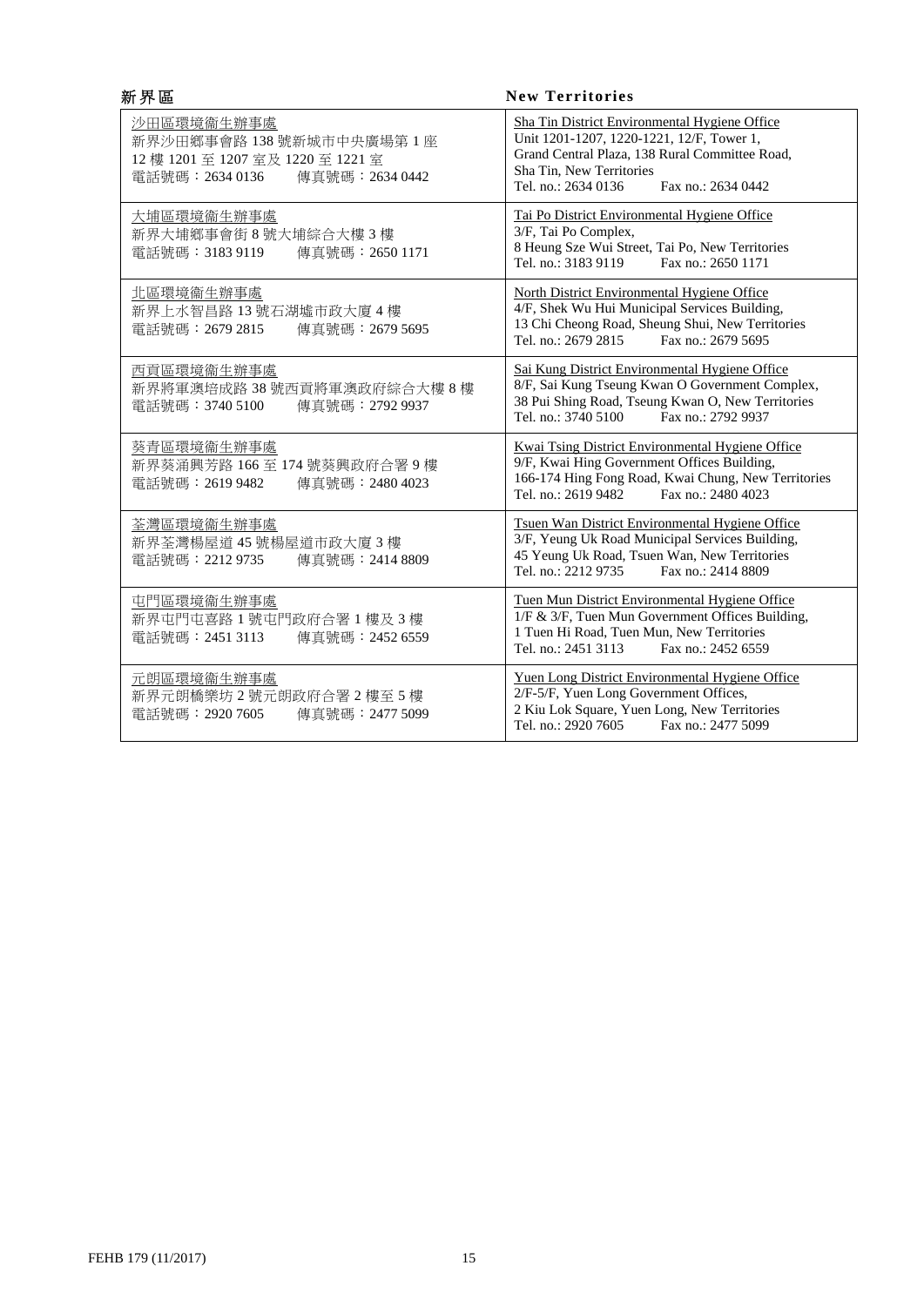| 新界區 | New Territories |
| --- | --- |
| 沙田區環境衞生辦事處<br>新界沙田鄉事會路 138 號新城市中央廣場第 1 座 12 樓 1201 至 1207 室及 1220 至 1221 室<br>電話號碼：2634 0136　傳真號碼：2634 0442 | Sha Tin District Environmental Hygiene Office<br>Unit 1201-1207, 1220-1221, 12/F, Tower 1, Grand Central Plaza, 138 Rural Committee Road, Sha Tin, New Territories<br>Tel. no.: 2634 0136　Fax no.: 2634 0442 |
| 大埔區環境衞生辦事處<br>新界大埔鄉事會街 8 號大埔綜合大樓 3 樓<br>電話號碼：3183 9119　傳真號碼：2650 1171 | Tai Po District Environmental Hygiene Office<br>3/F, Tai Po Complex, 8 Heung Sze Wui Street, Tai Po, New Territories<br>Tel. no.: 3183 9119　Fax no.: 2650 1171 |
| 北區環境衞生辦事處<br>新界上水智昌路 13 號石湖墟市政大廈 4 樓<br>電話號碼：2679 2815　傳真號碼：2679 5695 | North District Environmental Hygiene Office<br>4/F, Shek Wu Hui Municipal Services Building, 13 Chi Cheong Road, Sheung Shui, New Territories<br>Tel. no.: 2679 2815　Fax no.: 2679 5695 |
| 西貢區環境衞生辦事處<br>新界將軍澳培成路 38 號西貢將軍澳政府綜合大樓 8 樓<br>電話號碼：3740 5100　傳真號碼：2792 9937 | Sai Kung District Environmental Hygiene Office<br>8/F, Sai Kung Tseung Kwan O Government Complex, 38 Pui Shing Road, Tseung Kwan O, New Territories<br>Tel. no.: 3740 5100　Fax no.: 2792 9937 |
| 葵青區環境衞生辦事處<br>新界葵涌興芳路 166 至 174 號葵興政府合署 9 樓<br>電話號碼：2619 9482　傳真號碼：2480 4023 | Kwai Tsing District Environmental Hygiene Office<br>9/F, Kwai Hing Government Offices Building, 166-174 Hing Fong Road, Kwai Chung, New Territories<br>Tel. no.: 2619 9482　Fax no.: 2480 4023 |
| 荃灣區環境衞生辦事處<br>新界荃灣楊屋道 45 號楊屋道市政大廈 3 樓<br>電話號碼：2212 9735　傳真號碼：2414 8809 | Tsuen Wan District Environmental Hygiene Office<br>3/F, Yeung Uk Road Municipal Services Building, 45 Yeung Uk Road, Tsuen Wan, New Territories<br>Tel. no.: 2212 9735　Fax no.: 2414 8809 |
| 屯門區環境衞生辦事處<br>新界屯門屯喜路 1 號屯門政府合署 1 樓及 3 樓<br>電話號碼：2451 3113　傳真號碼：2452 6559 | Tuen Mun District Environmental Hygiene Office<br>1/F & 3/F, Tuen Mun Government Offices Building, 1 Tuen Hi Road, Tuen Mun, New Territories<br>Tel. no.: 2451 3113　Fax no.: 2452 6559 |
| 元朗區環境衞生辦事處<br>新界元朗橋樂坊 2 號元朗政府合署 2 樓至 5 樓<br>電話號碼：2920 7605　傳真號碼：2477 5099 | Yuen Long District Environmental Hygiene Office<br>2/F-5/F, Yuen Long Government Offices, 2 Kiu Lok Square, Yuen Long, New Territories<br>Tel. no.: 2920 7605　Fax no.: 2477 5099 |

FEHB 179 (11/2017)